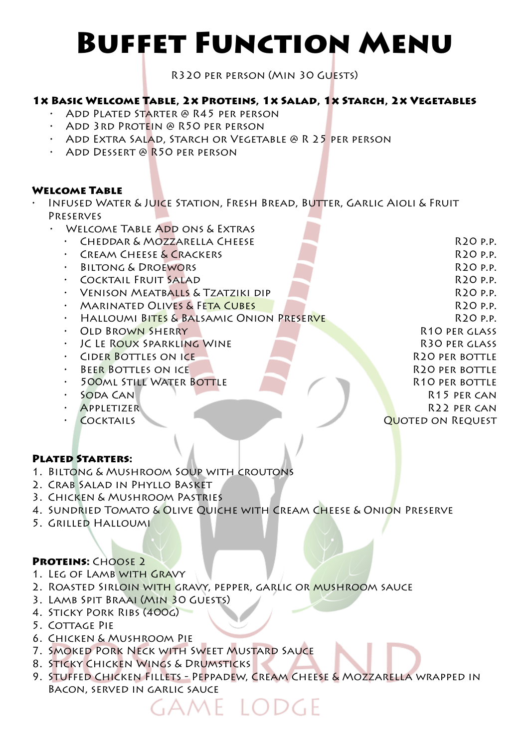# Buffet Function Menu

R320 per person (Min 30 Guests)

**1x Basic Welcome Table, 2x Proteins, 1x Salad, 1x Starch, 2x Vegetables**

- Add Plated Starter @ R45 per person
- Add 3rd Protein @ R50 per person
- Add Extra Salad, Starch or Vegetable @ R 25 per person
- Add Dessert @ R50 per person

**Welcome Table**

- Infused Water & Juice Station, Fresh Bread, Butter, Garlic Aioli & Fruit Preserves
  - Welcome Table Add ons & Extras
    - Cheddar & Mozzarella Cheese — R20 p.p.
    - Cream Cheese & Crackers — R20 p.p.
    - Biltong & Droewors — R20 p.p.
    - Cocktail Fruit Salad — R20 p.p.
    - Venison Meatballs & Tzatziki dip — R20 p.p.
    - Marinated Olives & Feta Cubes — R20 p.p.
    - Halloumi Bites & Balsamic Onion Preserve — R20 p.p.
    - Old Brown Sherry — R10 per glass
    - JC Le Roux Sparkling Wine — R30 per glass
    - Cider Bottles on ice — R20 per bottle
    - Beer Bottles on ice — R20 per bottle
    - 500ml Still Water Bottle — R10 per bottle
    - Soda Can — R15 per can
    - Appletizer — R22 per can
    - Cocktails — Quoted on Request

**Plated Starters:**

1. Biltong & Mushroom Soup with croutons
2. Crab Salad in Phyllo Basket
3. Chicken & Mushroom Pastries
4. Sundried Tomato & Olive Quiche with Cream Cheese & Onion Preserve
5. Grilled Halloumi

**Proteins:** Choose 2

1. Leg of Lamb with Gravy
2. Roasted Sirloin with gravy, pepper, garlic or mushroom sauce
3. Lamb Spit Braai (min 30 guests)
4. Sticky Pork Ribs (400g)
5. Cottage Pie
6. Chicken & Mushroom Pie
7. Smoked Pork Neck with Sweet Mustard Sauce
8. Sticky Chicken Wings & Drumsticks
9. Stuffed Chicken Fillets – Peppadew, Cream Cheese & Mozzarella wrapped in bacon, served in garlic sauce

BOSCHRAND GAME LODGE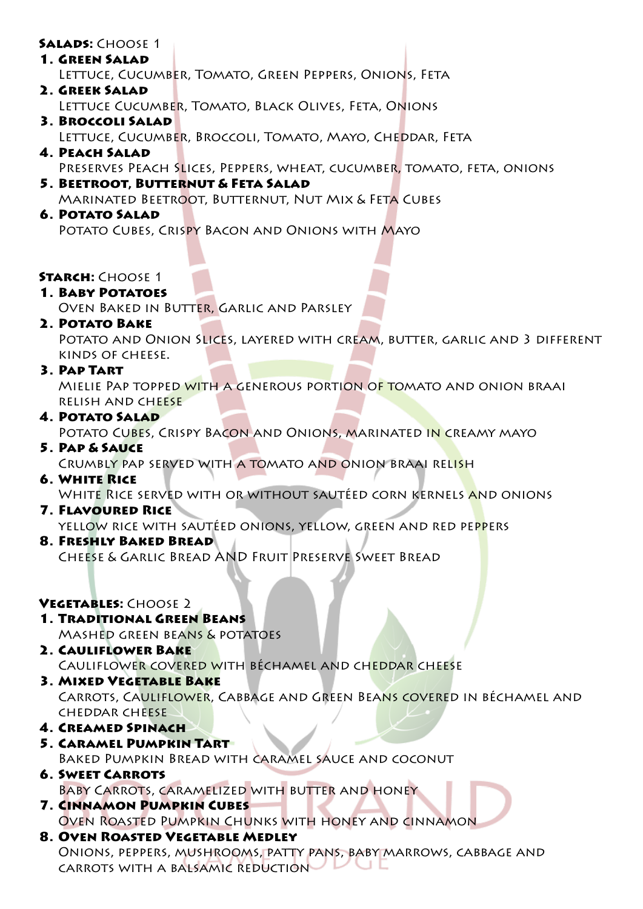**Salads:** Choose 1

1. **Green Salad**
   Lettuce, Cucumber, Tomato, Green Peppers, Onions, Feta
2. **Greek Salad**
   Lettuce Cucumber, Tomato, Black Olives, Feta, Onions
3. **Broccoli Salad**
   Lettuce, Cucumber, Broccoli, Tomato, Mayo, Cheddar, Feta
4. **Peach Salad**
   Preserves Peach Slices, Peppers, wheat, cucumber, tomato, feta, onions
5. **Beetroot, Butternut & Feta Salad**
   Marinated Beetroot, Butternut, Nut Mix & Feta Cubes
6. **Potato Salad**
   Potato Cubes, Crispy Bacon and Onions with Mayo

**Starch:** Choose 1

1. **Baby Potatoes**
   Oven Baked in Butter, Garlic and Parsley
2. **Potato Bake**
   Potato and Onion Slices, layered with cream, butter, garlic and 3 different kinds of cheese.
3. **Pap Tart**
   Mielie Pap topped with a generous portion of tomato and onion braai relish and cheese
4. **Potato Salad**
   Potato Cubes, Crispy Bacon and Onions, marinated in creamy mayo
5. **Pap & Sauce**
   Crumbly pap served with a tomato and onion braai relish
6. **White Rice**
   White Rice served with or without sautéed corn kernels and onions
7. **Flavoured Rice**
   yellow rice with sautéed onions, yellow, green and red peppers
8. **Freshly Baked Bread**
   Cheese & Garlic Bread AND Fruit Preserve Sweet Bread

**Vegetables:** Choose 2

1. **Traditional Green Beans**
   Mashed green beans & potatoes
2. **Cauliflower Bake**
   Cauliflower covered with béchamel and cheddar cheese
3. **Mixed Vegetable Bake**
   Carrots, Cauliflower, Cabbage and Green Beans covered in béchamel and cheddar cheese
4. **Creamed Spinach**
5. **Caramel Pumpkin Tart**
   Baked Pumpkin Bread with caramel sauce and coconut
6. **Sweet Carrots**
   Baby Carrots, caramelized with butter and honey
7. **Cinnamon Pumpkin Cubes**
   Oven Roasted Pumpkin Chunks with honey and cinnamon
8. **Oven Roasted Vegetable Medley**
   Onions, peppers, mushrooms, patty pans, baby marrows, cabbage and carrots with a balsamic reduction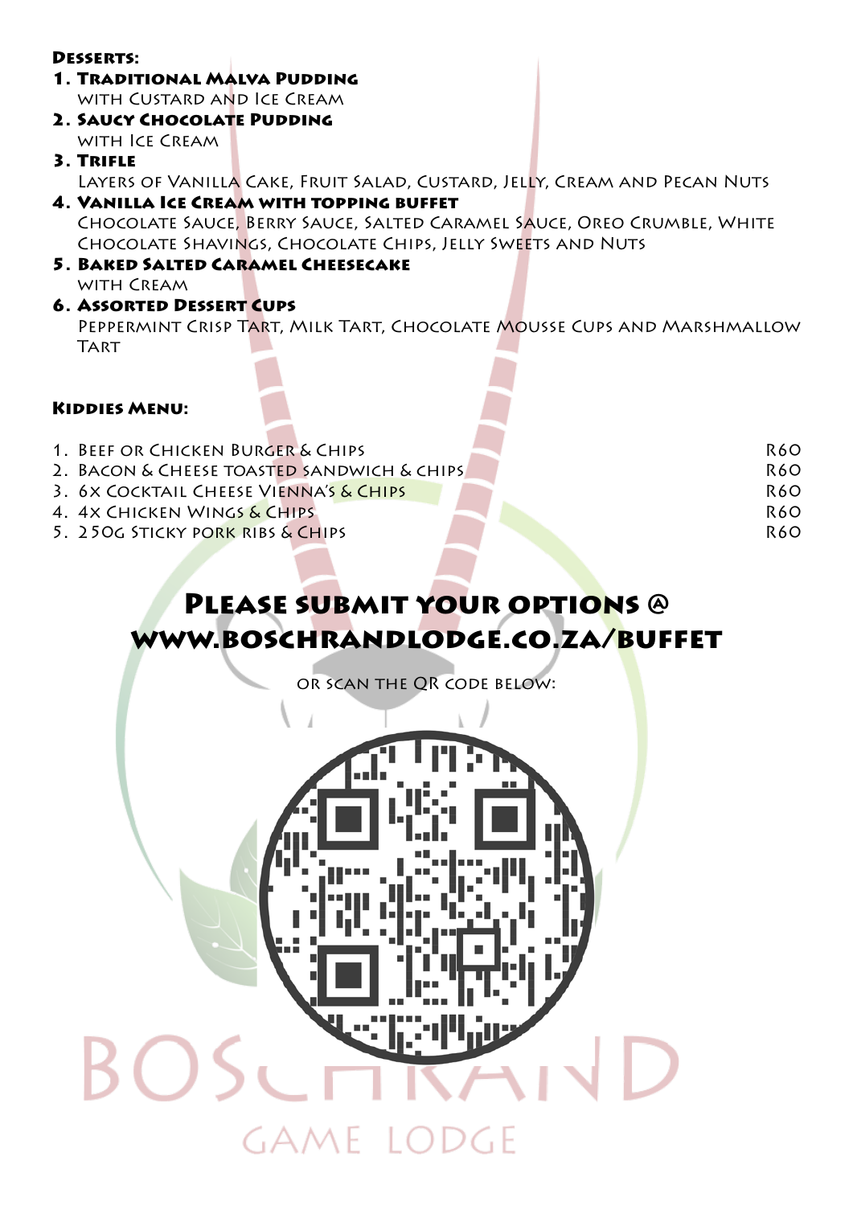## Desserts:

1. **Traditional Malva Pudding**
   with Custard and Ice Cream
2. **Saucy Chocolate Pudding**
   with Ice Cream
3. **Trifle**
   Layers of Vanilla Cake, Fruit Salad, Custard, Jelly, Cream and Pecan Nuts
4. **Vanilla Ice Cream with topping buffet**
   Chocolate Sauce, Berry Sauce, Salted Caramel Sauce, Oreo Crumble, White Chocolate Shavings, Chocolate Chips, Jelly Sweets and Nuts
5. **Baked Salted Caramel Cheesecake**
   with Cream
6. **Assorted Dessert Cups**
   Peppermint Crisp Tart, Milk Tart, Chocolate Mousse Cups and Marshmallow Tart

## Kiddies Menu:

| | |
|---|---|
| 1. Beef or Chicken Burger & Chips | R60 |
| 2. Bacon & Cheese toasted sandwich & chips | R60 |
| 3. 6x Cocktail Cheese Vienna's & Chips | R60 |
| 4. 4x Chicken Wings & Chips | R60 |
| 5. 250g Sticky pork ribs & Chips | R60 |

## Please submit your options @ www.boschrandlodge.co.za/buffet

or scan the QR code below:

BOSCHRAND
GAME LODGE